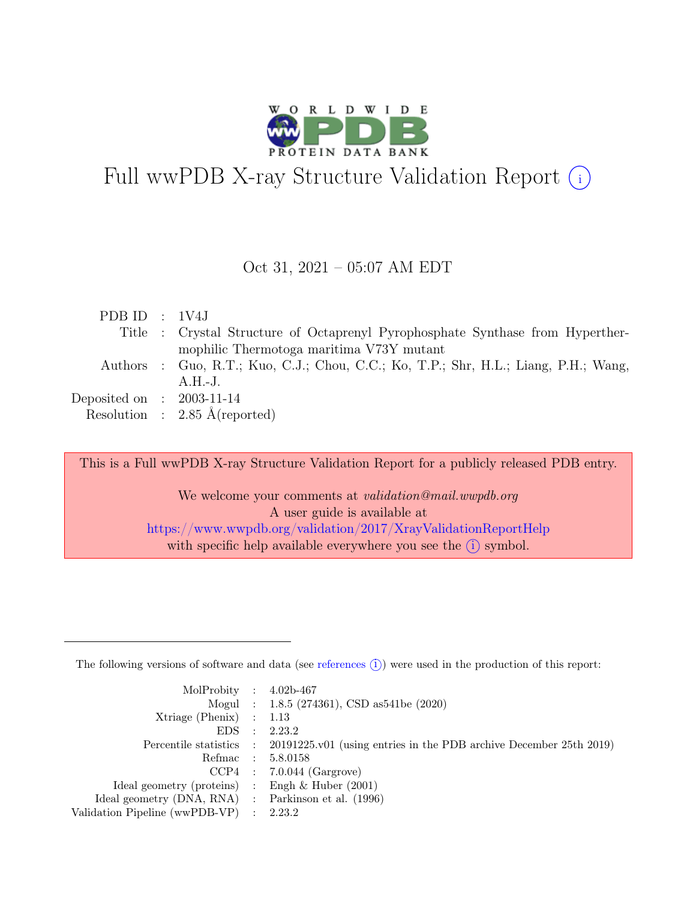# Full wwPDB X-ray Structure Validation Report (i)

Oct 31, 2021 – 05:07 AM EDT

| | | |
|---|---|---|
| PDB ID | : | 1V4J |
| Title | : | Crystal Structure of Octaprenyl Pyrophosphate Synthase from Hyperthermophilic Thermotoga maritima V73Y mutant |
| Authors | : | Guo, R.T.; Kuo, C.J.; Chou, C.C.; Ko, T.P.; Shr, H.L.; Liang, P.H.; Wang, A.H.-J. |
| Deposited on | : | 2003-11-14 |
| Resolution | : | 2.85 Å(reported) |

This is a Full wwPDB X-ray Structure Validation Report for a publicly released PDB entry.

We welcome your comments at *validation@mail.wwpdb.org*
A user guide is available at
https://www.wwpdb.org/validation/2017/XrayValidationReportHelp
with specific help available everywhere you see the (i) symbol.

---

The following versions of software and data (see references (i)) were used in the production of this report:

| | | |
|---|---|---|
| MolProbity | : | 4.02b-467 |
| Mogul | : | 1.8.5 (274361), CSD as541be (2020) |
| Xtriage (Phenix) | : | 1.13 |
| EDS | : | 2.23.2 |
| Percentile statistics | : | 20191225.v01 (using entries in the PDB archive December 25th 2019) |
| Refmac | : | 5.8.0158 |
| CCP4 | : | 7.0.044 (Gargrove) |
| Ideal geometry (proteins) | : | Engh & Huber (2001) |
| Ideal geometry (DNA, RNA) | : | Parkinson et al. (1996) |
| Validation Pipeline (wwPDB-VP) | : | 2.23.2 |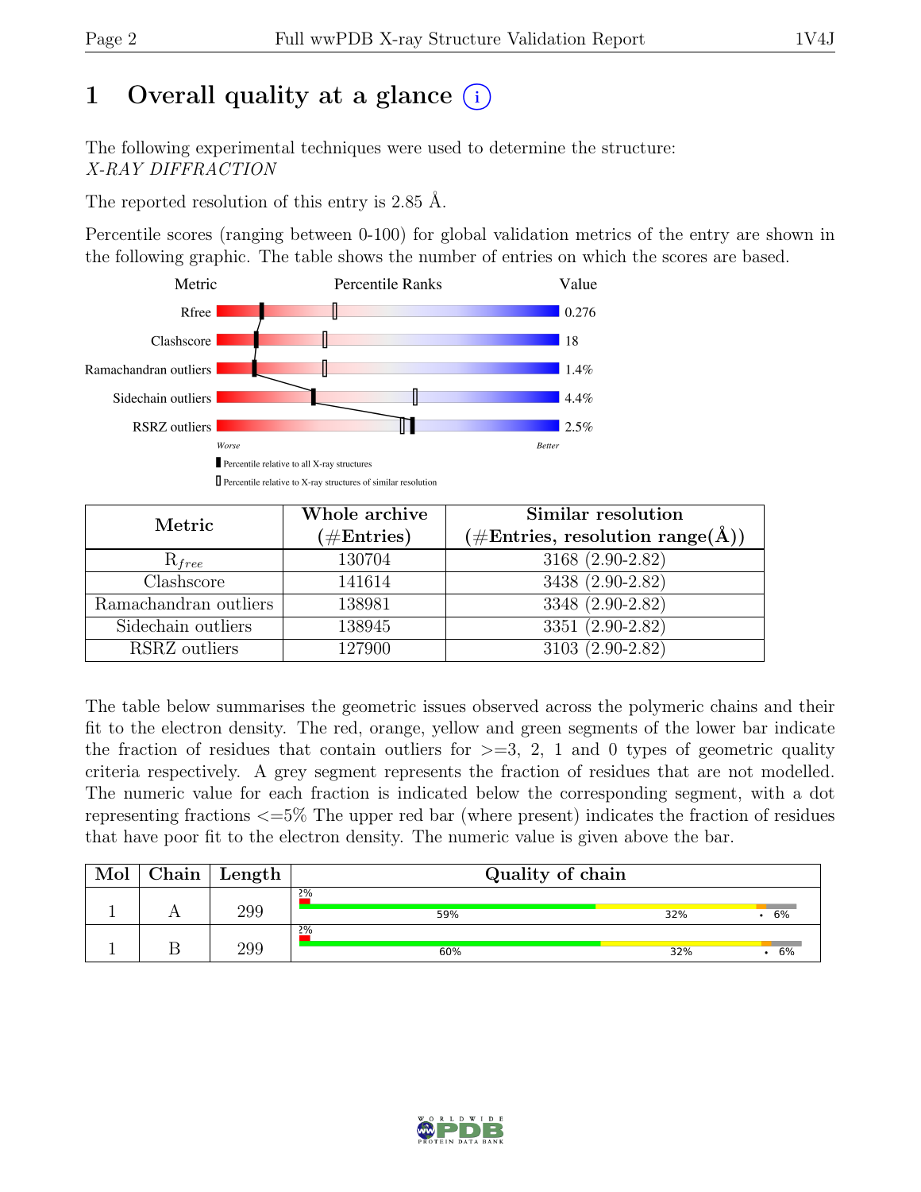# 1 Overall quality at a glance (i)

The following experimental techniques were used to determine the structure:
*X-RAY DIFFRACTION*

The reported resolution of this entry is 2.85 Å.

Percentile scores (ranging between 0-100) for global validation metrics of the entry are shown in the following graphic. The table shows the number of entries on which the scores are based.

| Metric | Value |
|---|---|
| Rfree | 0.276 |
| Clashscore | 18 |
| Ramachandran outliers | 1.4% |
| Sidechain outliers | 4.4% |
| RSRZ outliers | 2.5% |

Worse ... Better

▮ Percentile relative to all X-ray structures

▯ Percentile relative to X-ray structures of similar resolution

| Metric | Whole archive (#Entries) | Similar resolution (#Entries, resolution range(Å)) |
|---|---|---|
| $R_{free}$ | 130704 | 3168 (2.90-2.82) |
| Clashscore | 141614 | 3438 (2.90-2.82) |
| Ramachandran outliers | 138981 | 3348 (2.90-2.82) |
| Sidechain outliers | 138945 | 3351 (2.90-2.82) |
| RSRZ outliers | 127900 | 3103 (2.90-2.82) |

The table below summarises the geometric issues observed across the polymeric chains and their fit to the electron density. The red, orange, yellow and green segments of the lower bar indicate the fraction of residues that contain outliers for >=3, 2, 1 and 0 types of geometric quality criteria respectively. A grey segment represents the fraction of residues that are not modelled. The numeric value for each fraction is indicated below the corresponding segment, with a dot representing fractions <=5% The upper red bar (where present) indicates the fraction of residues that have poor fit to the electron density. The numeric value is given above the bar.

| Mol | Chain | Length | Quality of chain |
|---|---|---|---|
| 1 | A | 299 | 2% / 59% / 32% / • / 6% |
| 1 | B | 299 | 2% / 60% / 32% / • / 6% |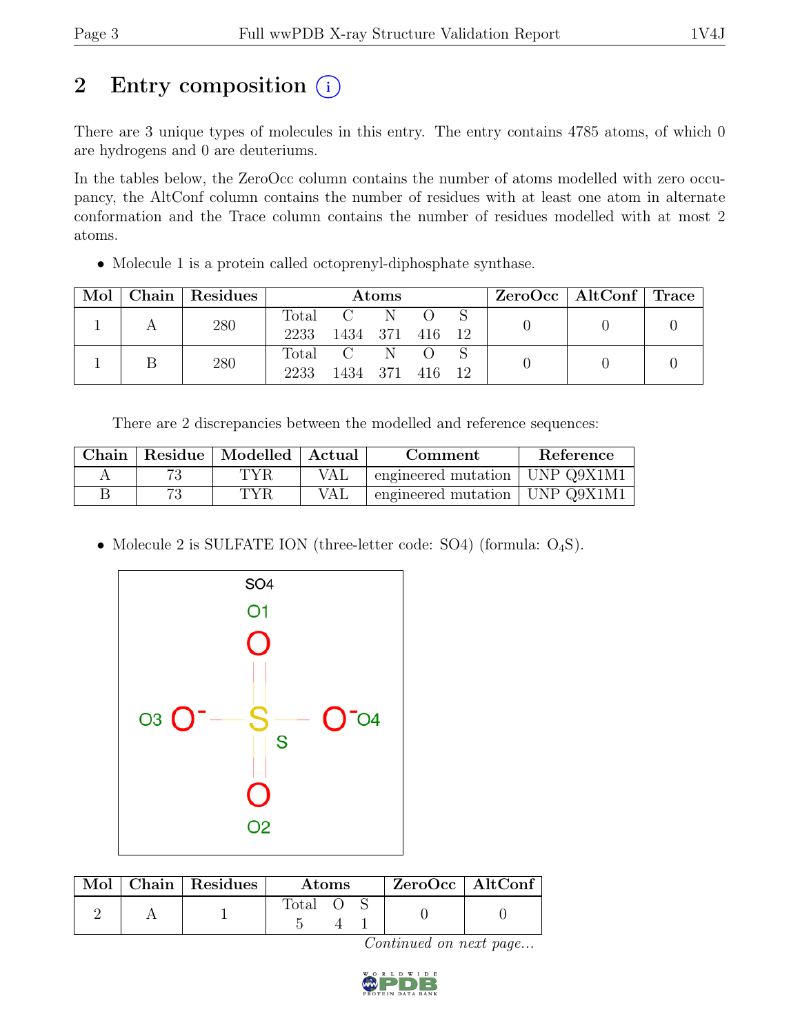# 2 Entry composition

There are 3 unique types of molecules in this entry. The entry contains 4785 atoms, of which 0 are hydrogens and 0 are deuteriums.

In the tables below, the ZeroOcc column contains the number of atoms modelled with zero occupancy, the AltConf column contains the number of residues with at least one atom in alternate conformation and the Trace column contains the number of residues modelled with at most 2 atoms.

- Molecule 1 is a protein called octoprenyl-diphosphate synthase.

| Mol | Chain | Residues | Atoms | | | | | ZeroOcc | AltConf | Trace |
|---|---|---|---|---|---|---|---|---|---|---|
| | | | Total | C | N | O | S | | | |
| 1 | A | 280 | 2233 | 1434 | 371 | 416 | 12 | 0 | 0 | 0 |
| 1 | B | 280 | 2233 | 1434 | 371 | 416 | 12 | 0 | 0 | 0 |

There are 2 discrepancies between the modelled and reference sequences:

| Chain | Residue | Modelled | Actual | Comment | Reference |
|---|---|---|---|---|---|
| A | 73 | TYR | VAL | engineered mutation | UNP Q9X1M1 |
| B | 73 | TYR | VAL | engineered mutation | UNP Q9X1M1 |

- Molecule 2 is SULFATE ION (three-letter code: SO4) (formula: $O_4S$).

| Mol | Chain | Residues | Atoms | | | ZeroOcc | AltConf |
|---|---|---|---|---|---|---|---|
| | | | Total | O | S | | |
| 2 | A | 1 | 5 | 4 | 1 | 0 | 0 |

*Continued on next page...*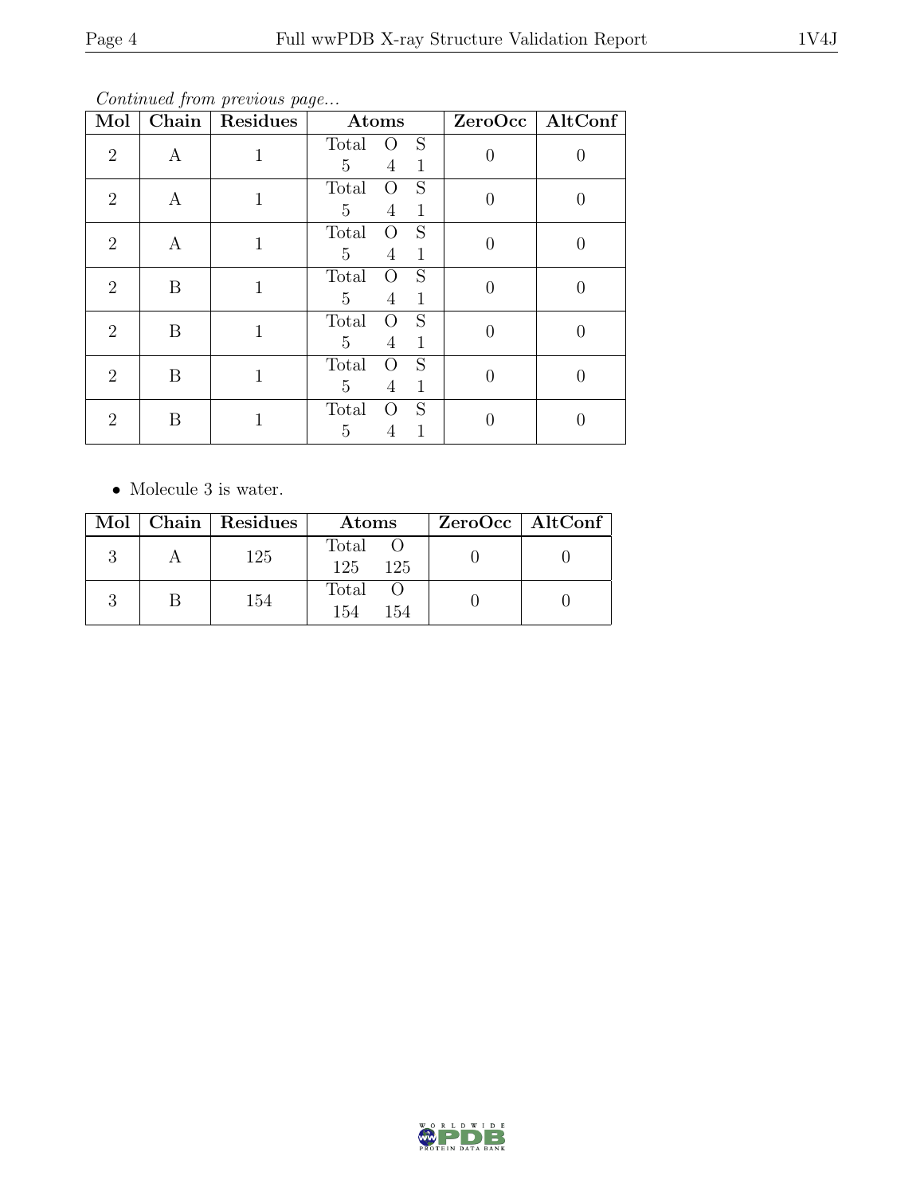*Continued from previous page...*

| Mol | Chain | Residues | Atoms | ZeroOcc | AltConf |
|---|---|---|---|---|---|
| 2 | A | 1 | Total O S<br>5 4 1 | 0 | 0 |
| 2 | A | 1 | Total O S<br>5 4 1 | 0 | 0 |
| 2 | A | 1 | Total O S<br>5 4 1 | 0 | 0 |
| 2 | B | 1 | Total O S<br>5 4 1 | 0 | 0 |
| 2 | B | 1 | Total O S<br>5 4 1 | 0 | 0 |
| 2 | B | 1 | Total O S<br>5 4 1 | 0 | 0 |
| 2 | B | 1 | Total O S<br>5 4 1 | 0 | 0 |

- Molecule 3 is water.

| Mol | Chain | Residues | Atoms | ZeroOcc | AltConf |
|---|---|---|---|---|---|
| 3 | A | 125 | Total O<br>125 125 | 0 | 0 |
| 3 | B | 154 | Total O<br>154 154 | 0 | 0 |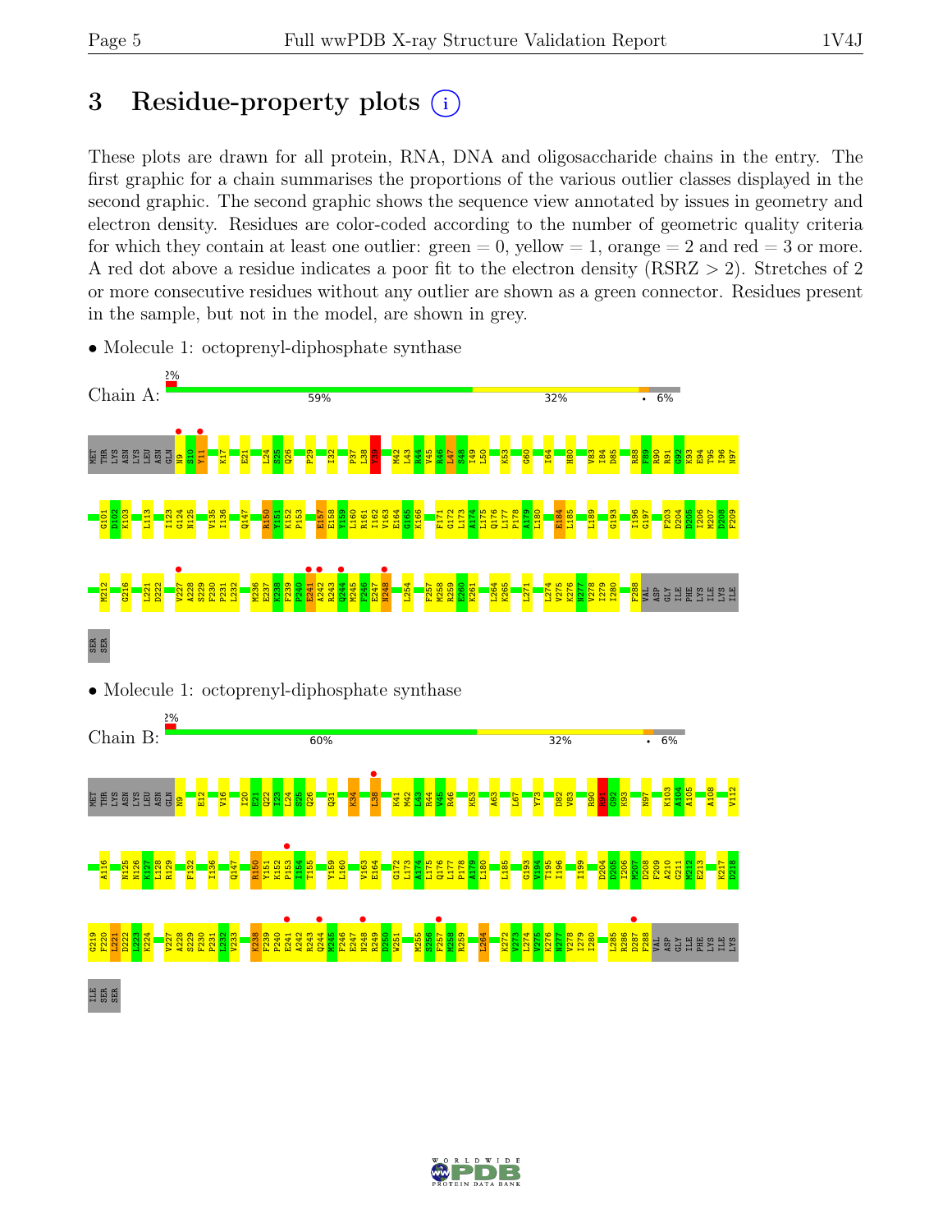## 3 Residue-property plots

These plots are drawn for all protein, RNA, DNA and oligosaccharide chains in the entry. The first graphic for a chain summarises the proportions of the various outlier classes displayed in the second graphic. The second graphic shows the sequence view annotated by issues in geometry and electron density. Residues are color-coded according to the number of geometric quality criteria for which they contain at least one outlier: green = 0, yellow = 1, orange = 2 and red = 3 or more. A red dot above a residue indicates a poor fit to the electron density (RSRZ > 2). Stretches of 2 or more consecutive residues without any outlier are shown as a green connector. Residues present in the sample, but not in the model, are shown in grey.

- Molecule 1: octoprenyl-diphosphate synthase

Chain A: 2% | 59% | 32% | • | 6%

MET THR LYS ASN LYS LEU ASN GLN N9 S10 Y11 K17 E21 L24 S25 Q26 P29 I32 P37 L38 Y39 M42 L43 R44 V45 R46 L47 S48 I49 L50 K53 G60 I64 H80 V83 I84 D85 R88 F89 R90 R91 G92 K93 E94 T95 I96 N97 G101 D102 K103 L113 I123 G124 N125 V135 I136 Q147 R150 Y151 K152 P153 E157 E158 Y159 L160 R161 I162 V163 E164 G165 K166 F171 G172 L173 A174 L175 Q176 L177 P178 A179 L180 E184 L185 L189 G193 I196 G197 F203 D204 D205 I206 M207 D208 F209 M212 G216 L221 D222 V227 A228 S229 F230 P231 L232 M236 E237 K238 F239 P240 E241 A242 R243 Q244 M245 F246 E247 N248 L254 F257 M258 R259 E260 K261 L264 K265 L271 L274 V275 K276 N277 V278 I279 I280 F288 VAL ASP GLY ILE PHE LYS ILE LYS ILE SER SER

- Molecule 1: octoprenyl-diphosphate synthase

Chain B: 2% | 60% | 32% | • | 6%

MET THR LYS ASN LYS LEU ASN GLN N9 E12 V16 I20 E21 Q22 I23 L24 S25 Q26 Q31 K34 L38 K41 M42 L43 R44 V45 R46 K53 A63 L67 Y73 D82 V83 R90 R91 G92 K93 N97 K103 A104 A105 A108 V112 A116 N125 N126 K127 L128 R129 F132 I136 Q147 R150 Y151 K152 P153 I154 T155 Y159 L160 V163 E164 G172 L173 A174 L175 Q176 L177 P178 A179 L180 L185 G193 V194 T195 I196 I199 D204 D205 I206 M207 D208 F209 A210 G211 M212 E213 K217 D218 G219 F220 L221 D222 L223 K224 V227 A228 S229 F230 P231 L232 V233 K238 F239 P240 E241 A242 R243 Q244 M245 F246 E247 N248 R249 D250 W251 M255 S256 F257 M258 R259 L264 K272 V273 L274 V275 K276 N277 V278 I279 I280 L285 R286 D287 F288 VAL ASP GLY ILE PHE LYS ILE LYS ILE SER SER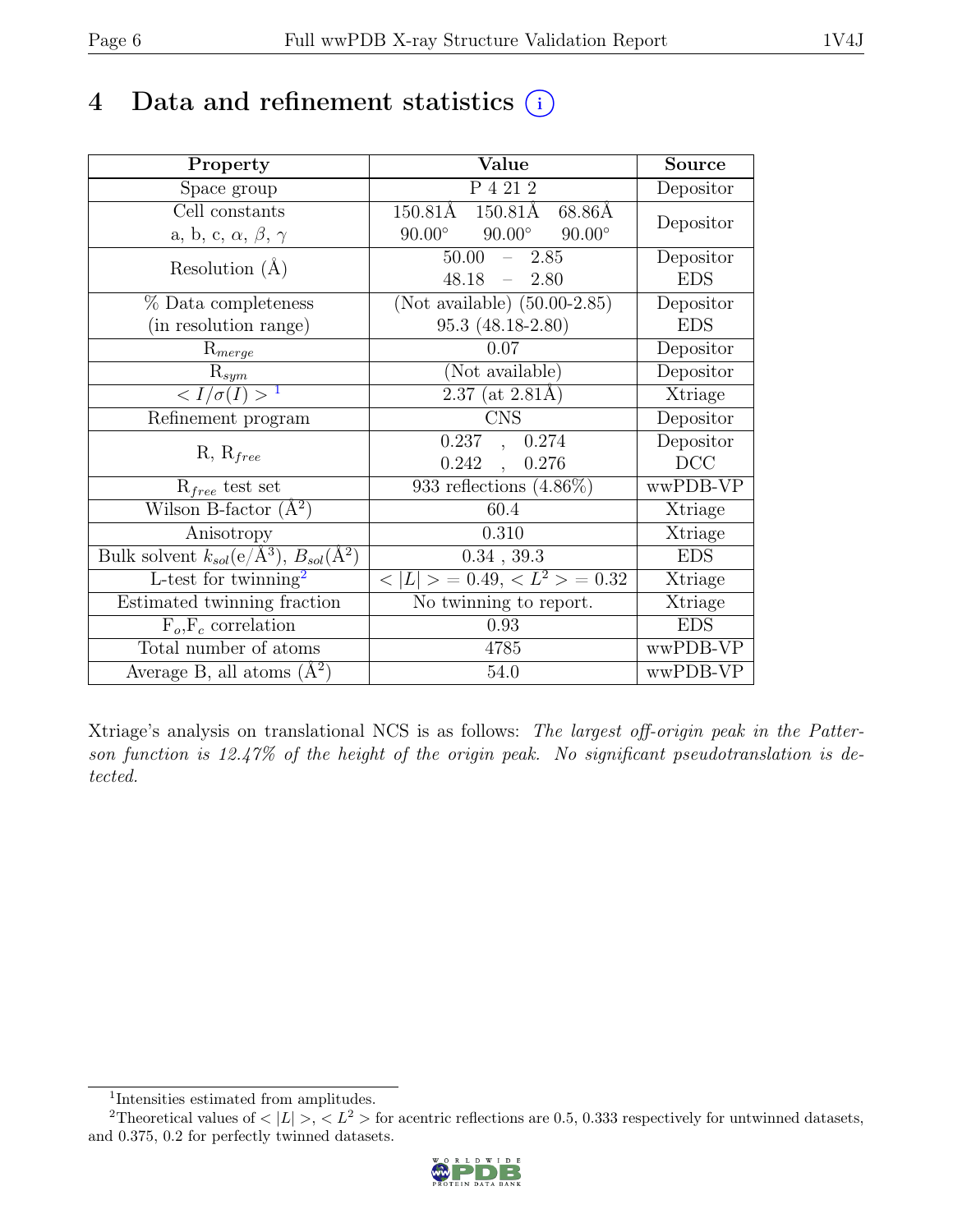# 4 Data and refinement statistics (i)

| Property | Value | Source |
|---|---|---|
| Space group | P 4 21 2 | Depositor |
| Cell constants<br>a, b, c, $\alpha$, $\beta$, $\gamma$ | 150.81Å 150.81Å 68.86Å<br>90.00° 90.00° 90.00° | Depositor |
| Resolution (Å) | 50.00 – 2.85<br>48.18 – 2.80 | Depositor<br>EDS |
| % Data completeness<br>(in resolution range) | (Not available) (50.00-2.85)<br>95.3 (48.18-2.80) | Depositor<br>EDS |
| $R_{merge}$ | 0.07 | Depositor |
| $R_{sym}$ | (Not available) | Depositor |
| $< I/\sigma(I) >$ [1] | 2.37 (at 2.81Å) | Xtriage |
| Refinement program | CNS | Depositor |
| R, $R_{free}$ | 0.237 , 0.274<br>0.242 , 0.276 | Depositor<br>DCC |
| $R_{free}$ test set | 933 reflections (4.86%) | wwPDB-VP |
| Wilson B-factor (Å$^2$) | 60.4 | Xtriage |
| Anisotropy | 0.310 | Xtriage |
| Bulk solvent $k_{sol}$(e/Å$^3$), $B_{sol}$(Å$^2$) | 0.34 , 39.3 | EDS |
| L-test for twinning[2] | $< \|L\| >$ = 0.49, $< L^2 >$ = 0.32 | Xtriage |
| Estimated twinning fraction | No twinning to report. | Xtriage |
| $F_o$,$F_c$ correlation | 0.93 | EDS |
| Total number of atoms | 4785 | wwPDB-VP |
| Average B, all atoms (Å$^2$) | 54.0 | wwPDB-VP |

Xtriage's analysis on translational NCS is as follows: *The largest off-origin peak in the Patterson function is 12.47% of the height of the origin peak. No significant pseudotranslation is detected.*

[1] Intensities estimated from amplitudes.

[2] Theoretical values of $< |L| >$, $< L^2 >$ for acentric reflections are 0.5, 0.333 respectively for untwinned datasets, and 0.375, 0.2 for perfectly twinned datasets.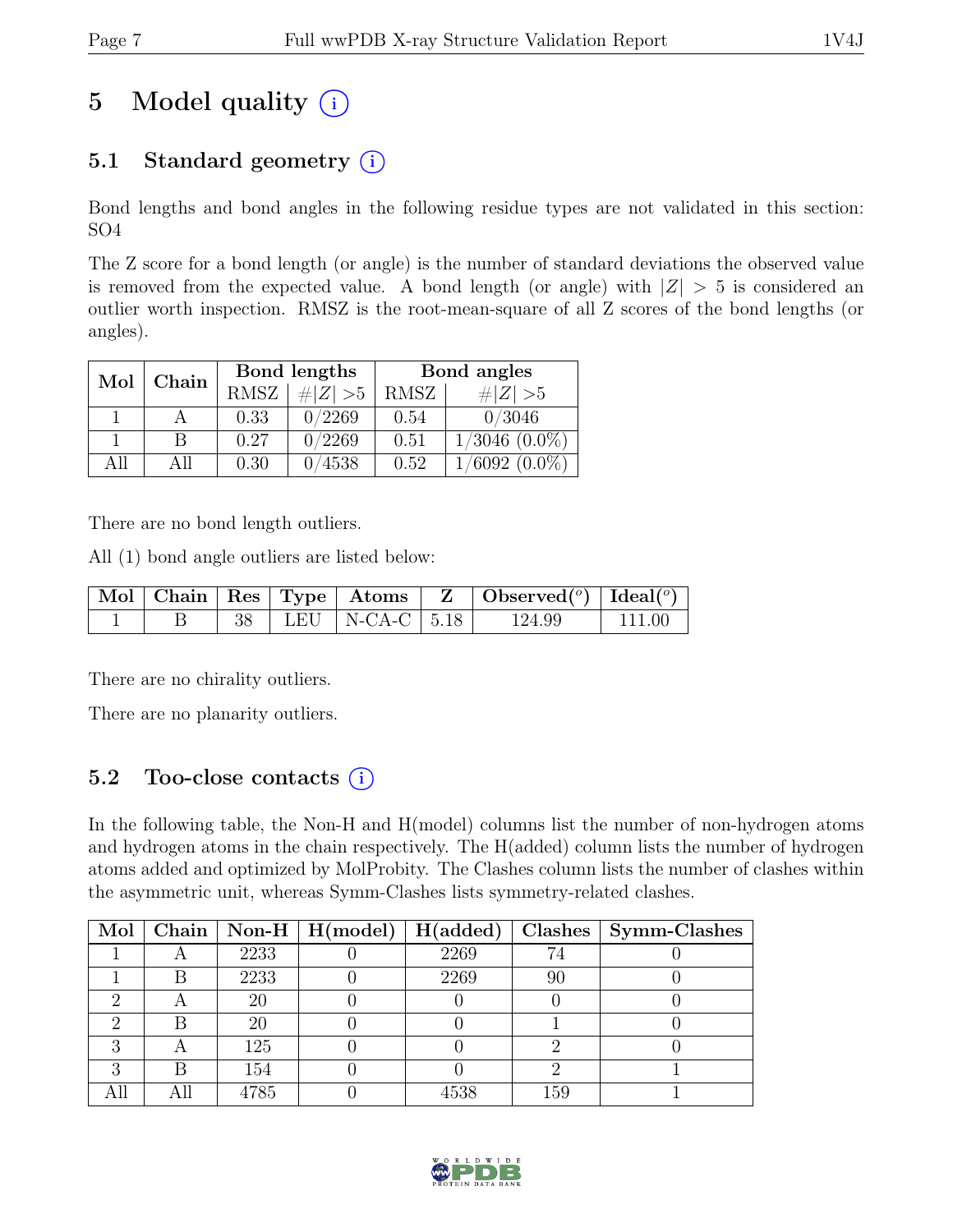# 5 Model quality (i)

## 5.1 Standard geometry (i)

Bond lengths and bond angles in the following residue types are not validated in this section: SO4

The Z score for a bond length (or angle) is the number of standard deviations the observed value is removed from the expected value. A bond length (or angle) with $|Z| > 5$ is considered an outlier worth inspection. RMSZ is the root-mean-square of all Z scores of the bond lengths (or angles).

| Mol | Chain | Bond lengths | | Bond angles | |
|---|---|---|---|---|---|
| | | RMSZ | $\#\|Z\| > 5$ | RMSZ | $\#\|Z\| > 5$ |
| 1 | A | 0.33 | 0/2269 | 0.54 | 0/3046 |
| 1 | B | 0.27 | 0/2269 | 0.51 | 1/3046 (0.0%) |
| All | All | 0.30 | 0/4538 | 0.52 | 1/6092 (0.0%) |

There are no bond length outliers.

All (1) bond angle outliers are listed below:

| Mol | Chain | Res | Type | Atoms | Z | Observed(°) | Ideal(°) |
|---|---|---|---|---|---|---|---|
| 1 | B | 38 | LEU | N-CA-C | 5.18 | 124.99 | 111.00 |

There are no chirality outliers.

There are no planarity outliers.

## 5.2 Too-close contacts (i)

In the following table, the Non-H and H(model) columns list the number of non-hydrogen atoms and hydrogen atoms in the chain respectively. The H(added) column lists the number of hydrogen atoms added and optimized by MolProbity. The Clashes column lists the number of clashes within the asymmetric unit, whereas Symm-Clashes lists symmetry-related clashes.

| Mol | Chain | Non-H | H(model) | H(added) | Clashes | Symm-Clashes |
|---|---|---|---|---|---|---|
| 1 | A | 2233 | 0 | 2269 | 74 | 0 |
| 1 | B | 2233 | 0 | 2269 | 90 | 0 |
| 2 | A | 20 | 0 | 0 | 0 | 0 |
| 2 | B | 20 | 0 | 0 | 1 | 0 |
| 3 | A | 125 | 0 | 0 | 2 | 0 |
| 3 | B | 154 | 0 | 0 | 2 | 1 |
| All | All | 4785 | 0 | 4538 | 159 | 1 |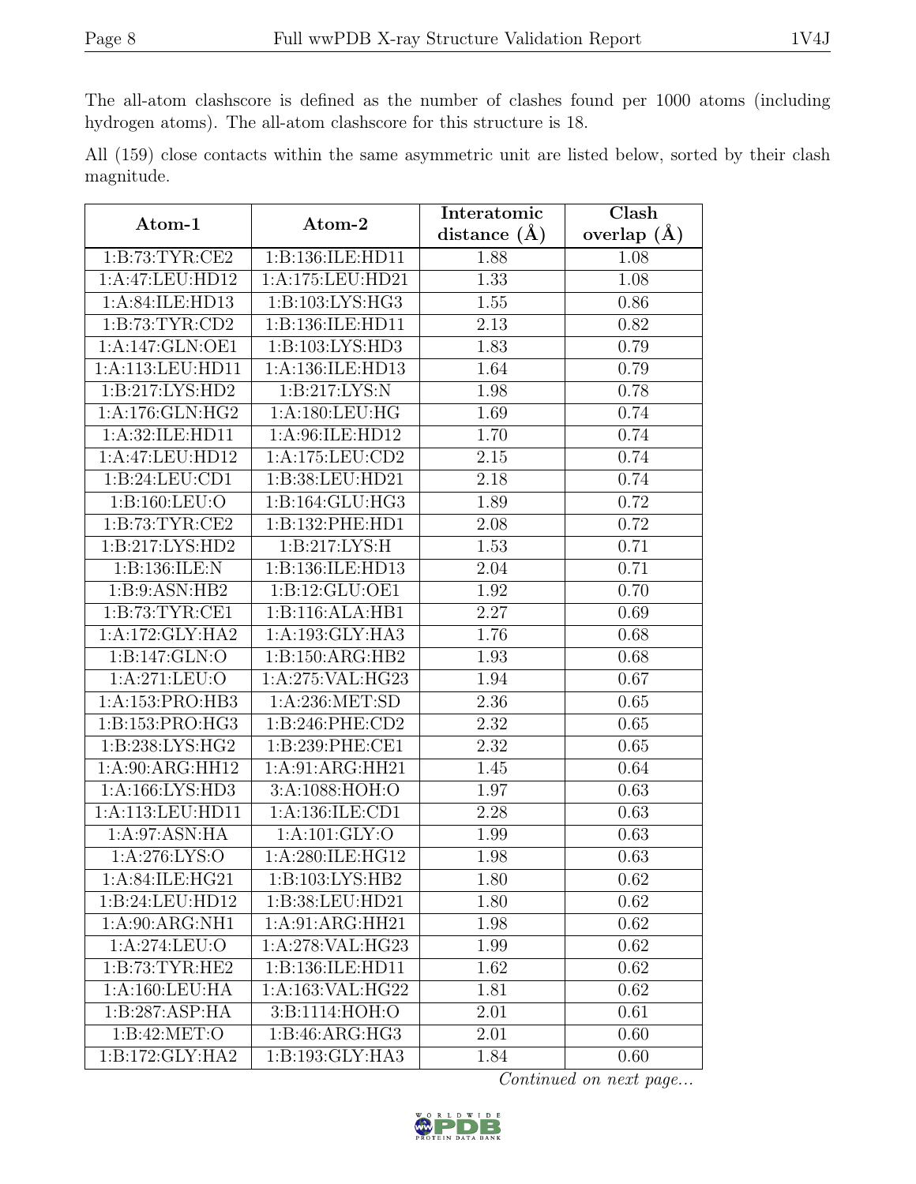The all-atom clashscore is defined as the number of clashes found per 1000 atoms (including hydrogen atoms). The all-atom clashscore for this structure is 18.

All (159) close contacts within the same asymmetric unit are listed below, sorted by their clash magnitude.

| Atom-1 | Atom-2 | Interatomic distance (Å) | Clash overlap (Å) |
|---|---|---|---|
| 1:B:73:TYR:CE2 | 1:B:136:ILE:HD11 | 1.88 | 1.08 |
| 1:A:47:LEU:HD12 | 1:A:175:LEU:HD21 | 1.33 | 1.08 |
| 1:A:84:ILE:HD13 | 1:B:103:LYS:HG3 | 1.55 | 0.86 |
| 1:B:73:TYR:CD2 | 1:B:136:ILE:HD11 | 2.13 | 0.82 |
| 1:A:147:GLN:OE1 | 1:B:103:LYS:HD3 | 1.83 | 0.79 |
| 1:A:113:LEU:HD11 | 1:A:136:ILE:HD13 | 1.64 | 0.79 |
| 1:B:217:LYS:HD2 | 1:B:217:LYS:N | 1.98 | 0.78 |
| 1:A:176:GLN:HG2 | 1:A:180:LEU:HG | 1.69 | 0.74 |
| 1:A:32:ILE:HD11 | 1:A:96:ILE:HD12 | 1.70 | 0.74 |
| 1:A:47:LEU:HD12 | 1:A:175:LEU:CD2 | 2.15 | 0.74 |
| 1:B:24:LEU:CD1 | 1:B:38:LEU:HD21 | 2.18 | 0.74 |
| 1:B:160:LEU:O | 1:B:164:GLU:HG3 | 1.89 | 0.72 |
| 1:B:73:TYR:CE2 | 1:B:132:PHE:HD1 | 2.08 | 0.72 |
| 1:B:217:LYS:HD2 | 1:B:217:LYS:H | 1.53 | 0.71 |
| 1:B:136:ILE:N | 1:B:136:ILE:HD13 | 2.04 | 0.71 |
| 1:B:9:ASN:HB2 | 1:B:12:GLU:OE1 | 1.92 | 0.70 |
| 1:B:73:TYR:CE1 | 1:B:116:ALA:HB1 | 2.27 | 0.69 |
| 1:A:172:GLY:HA2 | 1:A:193:GLY:HA3 | 1.76 | 0.68 |
| 1:B:147:GLN:O | 1:B:150:ARG:HB2 | 1.93 | 0.68 |
| 1:A:271:LEU:O | 1:A:275:VAL:HG23 | 1.94 | 0.67 |
| 1:A:153:PRO:HB3 | 1:A:236:MET:SD | 2.36 | 0.65 |
| 1:B:153:PRO:HG3 | 1:B:246:PHE:CD2 | 2.32 | 0.65 |
| 1:B:238:LYS:HG2 | 1:B:239:PHE:CE1 | 2.32 | 0.65 |
| 1:A:90:ARG:HH12 | 1:A:91:ARG:HH21 | 1.45 | 0.64 |
| 1:A:166:LYS:HD3 | 3:A:1088:HOH:O | 1.97 | 0.63 |
| 1:A:113:LEU:HD11 | 1:A:136:ILE:CD1 | 2.28 | 0.63 |
| 1:A:97:ASN:HA | 1:A:101:GLY:O | 1.99 | 0.63 |
| 1:A:276:LYS:O | 1:A:280:ILE:HG12 | 1.98 | 0.63 |
| 1:A:84:ILE:HG21 | 1:B:103:LYS:HB2 | 1.80 | 0.62 |
| 1:B:24:LEU:HD12 | 1:B:38:LEU:HD21 | 1.80 | 0.62 |
| 1:A:90:ARG:NH1 | 1:A:91:ARG:HH21 | 1.98 | 0.62 |
| 1:A:274:LEU:O | 1:A:278:VAL:HG23 | 1.99 | 0.62 |
| 1:B:73:TYR:HE2 | 1:B:136:ILE:HD11 | 1.62 | 0.62 |
| 1:A:160:LEU:HA | 1:A:163:VAL:HG22 | 1.81 | 0.62 |
| 1:B:287:ASP:HA | 3:B:1114:HOH:O | 2.01 | 0.61 |
| 1:B:42:MET:O | 1:B:46:ARG:HG3 | 2.01 | 0.60 |
| 1:B:172:GLY:HA2 | 1:B:193:GLY:HA3 | 1.84 | 0.60 |

*Continued on next page...*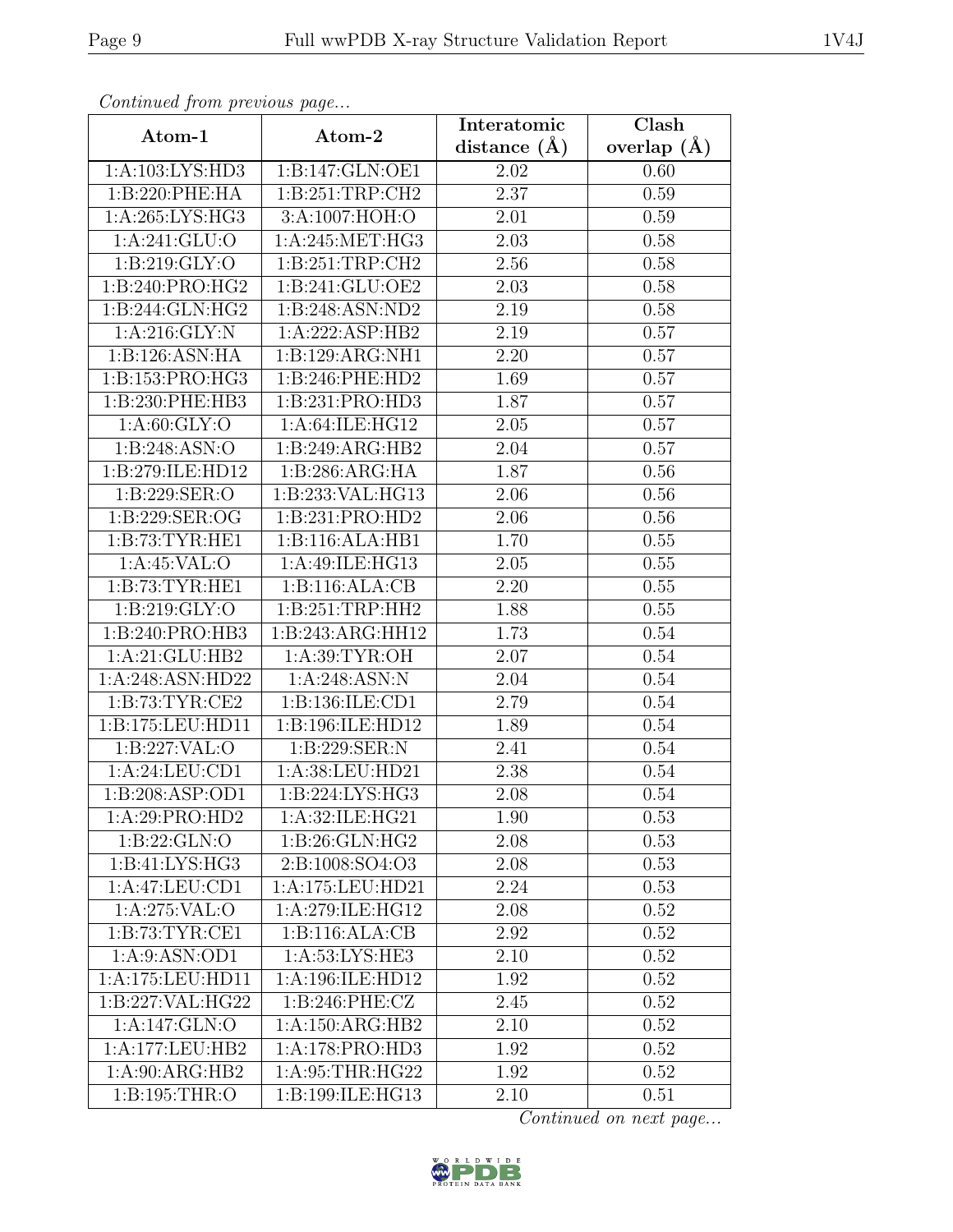*Continued from previous page...*

| Atom-1 | Atom-2 | Interatomic distance (Å) | Clash overlap (Å) |
|---|---|---|---|
| 1:A:103:LYS:HD3 | 1:B:147:GLN:OE1 | 2.02 | 0.60 |
| 1:B:220:PHE:HA | 1:B:251:TRP:CH2 | 2.37 | 0.59 |
| 1:A:265:LYS:HG3 | 3:A:1007:HOH:O | 2.01 | 0.59 |
| 1:A:241:GLU:O | 1:A:245:MET:HG3 | 2.03 | 0.58 |
| 1:B:219:GLY:O | 1:B:251:TRP:CH2 | 2.56 | 0.58 |
| 1:B:240:PRO:HG2 | 1:B:241:GLU:OE2 | 2.03 | 0.58 |
| 1:B:244:GLN:HG2 | 1:B:248:ASN:ND2 | 2.19 | 0.58 |
| 1:A:216:GLY:N | 1:A:222:ASP:HB2 | 2.19 | 0.57 |
| 1:B:126:ASN:HA | 1:B:129:ARG:NH1 | 2.20 | 0.57 |
| 1:B:153:PRO:HG3 | 1:B:246:PHE:HD2 | 1.69 | 0.57 |
| 1:B:230:PHE:HB3 | 1:B:231:PRO:HD3 | 1.87 | 0.57 |
| 1:A:60:GLY:O | 1:A:64:ILE:HG12 | 2.05 | 0.57 |
| 1:B:248:ASN:O | 1:B:249:ARG:HB2 | 2.04 | 0.57 |
| 1:B:279:ILE:HD12 | 1:B:286:ARG:HA | 1.87 | 0.56 |
| 1:B:229:SER:O | 1:B:233:VAL:HG13 | 2.06 | 0.56 |
| 1:B:229:SER:OG | 1:B:231:PRO:HD2 | 2.06 | 0.56 |
| 1:B:73:TYR:HE1 | 1:B:116:ALA:HB1 | 1.70 | 0.55 |
| 1:A:45:VAL:O | 1:A:49:ILE:HG13 | 2.05 | 0.55 |
| 1:B:73:TYR:HE1 | 1:B:116:ALA:CB | 2.20 | 0.55 |
| 1:B:219:GLY:O | 1:B:251:TRP:HH2 | 1.88 | 0.55 |
| 1:B:240:PRO:HB3 | 1:B:243:ARG:HH12 | 1.73 | 0.54 |
| 1:A:21:GLU:HB2 | 1:A:39:TYR:OH | 2.07 | 0.54 |
| 1:A:248:ASN:HD22 | 1:A:248:ASN:N | 2.04 | 0.54 |
| 1:B:73:TYR:CE2 | 1:B:136:ILE:CD1 | 2.79 | 0.54 |
| 1:B:175:LEU:HD11 | 1:B:196:ILE:HD12 | 1.89 | 0.54 |
| 1:B:227:VAL:O | 1:B:229:SER:N | 2.41 | 0.54 |
| 1:A:24:LEU:CD1 | 1:A:38:LEU:HD21 | 2.38 | 0.54 |
| 1:B:208:ASP:OD1 | 1:B:224:LYS:HG3 | 2.08 | 0.54 |
| 1:A:29:PRO:HD2 | 1:A:32:ILE:HG21 | 1.90 | 0.53 |
| 1:B:22:GLN:O | 1:B:26:GLN:HG2 | 2.08 | 0.53 |
| 1:B:41:LYS:HG3 | 2:B:1008:SO4:O3 | 2.08 | 0.53 |
| 1:A:47:LEU:CD1 | 1:A:175:LEU:HD21 | 2.24 | 0.53 |
| 1:A:275:VAL:O | 1:A:279:ILE:HG12 | 2.08 | 0.52 |
| 1:B:73:TYR:CE1 | 1:B:116:ALA:CB | 2.92 | 0.52 |
| 1:A:9:ASN:OD1 | 1:A:53:LYS:HE3 | 2.10 | 0.52 |
| 1:A:175:LEU:HD11 | 1:A:196:ILE:HD12 | 1.92 | 0.52 |
| 1:B:227:VAL:HG22 | 1:B:246:PHE:CZ | 2.45 | 0.52 |
| 1:A:147:GLN:O | 1:A:150:ARG:HB2 | 2.10 | 0.52 |
| 1:A:177:LEU:HB2 | 1:A:178:PRO:HD3 | 1.92 | 0.52 |
| 1:A:90:ARG:HB2 | 1:A:95:THR:HG22 | 1.92 | 0.52 |
| 1:B:195:THR:O | 1:B:199:ILE:HG13 | 2.10 | 0.51 |

*Continued on next page...*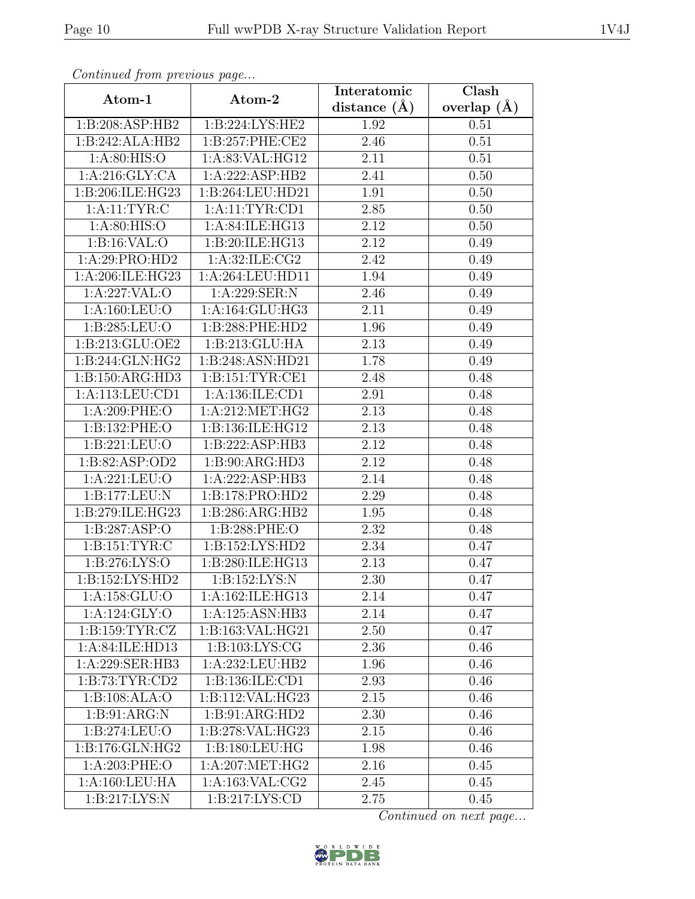*Continued from previous page...*

| Atom-1 | Atom-2 | Interatomic distance (Å) | Clash overlap (Å) |
|---|---|---|---|
| 1:B:208:ASP:HB2 | 1:B:224:LYS:HE2 | 1.92 | 0.51 |
| 1:B:242:ALA:HB2 | 1:B:257:PHE:CE2 | 2.46 | 0.51 |
| 1:A:80:HIS:O | 1:A:83:VAL:HG12 | 2.11 | 0.51 |
| 1:A:216:GLY:CA | 1:A:222:ASP:HB2 | 2.41 | 0.50 |
| 1:B:206:ILE:HG23 | 1:B:264:LEU:HD21 | 1.91 | 0.50 |
| 1:A:11:TYR:C | 1:A:11:TYR:CD1 | 2.85 | 0.50 |
| 1:A:80:HIS:O | 1:A:84:ILE:HG13 | 2.12 | 0.50 |
| 1:B:16:VAL:O | 1:B:20:ILE:HG13 | 2.12 | 0.49 |
| 1:A:29:PRO:HD2 | 1:A:32:ILE:CG2 | 2.42 | 0.49 |
| 1:A:206:ILE:HG23 | 1:A:264:LEU:HD11 | 1.94 | 0.49 |
| 1:A:227:VAL:O | 1:A:229:SER:N | 2.46 | 0.49 |
| 1:A:160:LEU:O | 1:A:164:GLU:HG3 | 2.11 | 0.49 |
| 1:B:285:LEU:O | 1:B:288:PHE:HD2 | 1.96 | 0.49 |
| 1:B:213:GLU:OE2 | 1:B:213:GLU:HA | 2.13 | 0.49 |
| 1:B:244:GLN:HG2 | 1:B:248:ASN:HD21 | 1.78 | 0.49 |
| 1:B:150:ARG:HD3 | 1:B:151:TYR:CE1 | 2.48 | 0.48 |
| 1:A:113:LEU:CD1 | 1:A:136:ILE:CD1 | 2.91 | 0.48 |
| 1:A:209:PHE:O | 1:A:212:MET:HG2 | 2.13 | 0.48 |
| 1:B:132:PHE:O | 1:B:136:ILE:HG12 | 2.13 | 0.48 |
| 1:B:221:LEU:O | 1:B:222:ASP:HB3 | 2.12 | 0.48 |
| 1:B:82:ASP:OD2 | 1:B:90:ARG:HD3 | 2.12 | 0.48 |
| 1:A:221:LEU:O | 1:A:222:ASP:HB3 | 2.14 | 0.48 |
| 1:B:177:LEU:N | 1:B:178:PRO:HD2 | 2.29 | 0.48 |
| 1:B:279:ILE:HG23 | 1:B:286:ARG:HB2 | 1.95 | 0.48 |
| 1:B:287:ASP:O | 1:B:288:PHE:O | 2.32 | 0.48 |
| 1:B:151:TYR:C | 1:B:152:LYS:HD2 | 2.34 | 0.47 |
| 1:B:276:LYS:O | 1:B:280:ILE:HG13 | 2.13 | 0.47 |
| 1:B:152:LYS:HD2 | 1:B:152:LYS:N | 2.30 | 0.47 |
| 1:A:158:GLU:O | 1:A:162:ILE:HG13 | 2.14 | 0.47 |
| 1:A:124:GLY:O | 1:A:125:ASN:HB3 | 2.14 | 0.47 |
| 1:B:159:TYR:CZ | 1:B:163:VAL:HG21 | 2.50 | 0.47 |
| 1:A:84:ILE:HD13 | 1:B:103:LYS:CG | 2.36 | 0.46 |
| 1:A:229:SER:HB3 | 1:A:232:LEU:HB2 | 1.96 | 0.46 |
| 1:B:73:TYR:CD2 | 1:B:136:ILE:CD1 | 2.93 | 0.46 |
| 1:B:108:ALA:O | 1:B:112:VAL:HG23 | 2.15 | 0.46 |
| 1:B:91:ARG:N | 1:B:91:ARG:HD2 | 2.30 | 0.46 |
| 1:B:274:LEU:O | 1:B:278:VAL:HG23 | 2.15 | 0.46 |
| 1:B:176:GLN:HG2 | 1:B:180:LEU:HG | 1.98 | 0.46 |
| 1:A:203:PHE:O | 1:A:207:MET:HG2 | 2.16 | 0.45 |
| 1:A:160:LEU:HA | 1:A:163:VAL:CG2 | 2.45 | 0.45 |
| 1:B:217:LYS:N | 1:B:217:LYS:CD | 2.75 | 0.45 |

*Continued on next page...*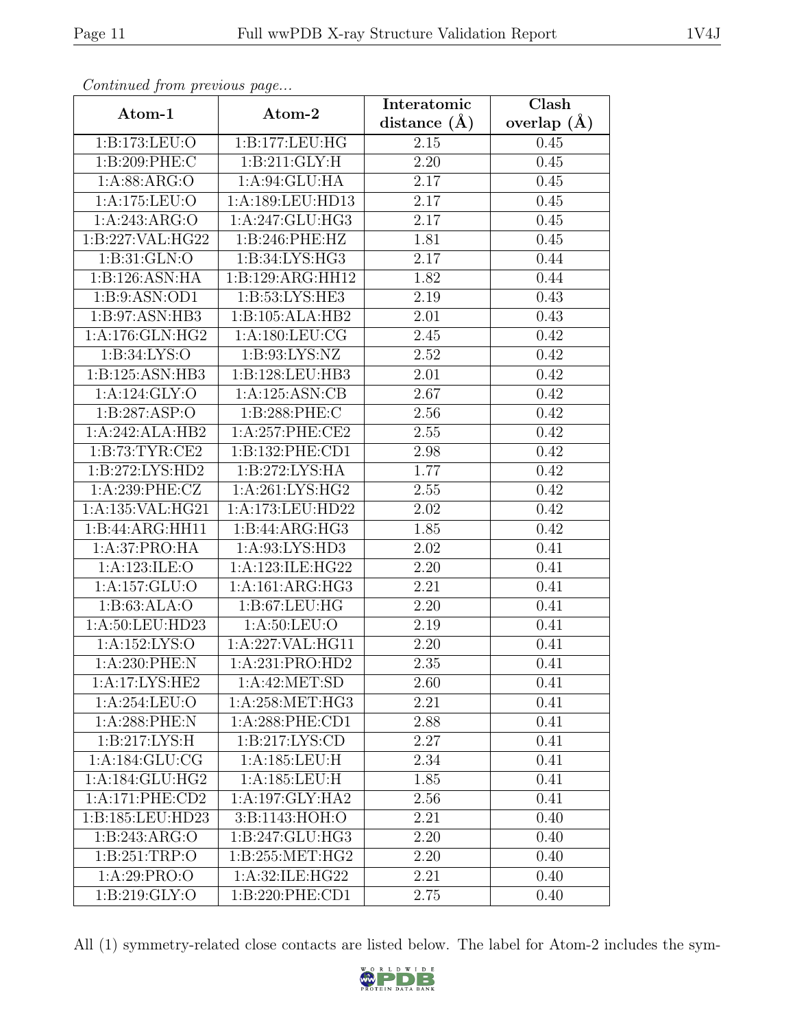*Continued from previous page...*

| Atom-1 | Atom-2 | Interatomic distance (Å) | Clash overlap (Å) |
|---|---|---|---|
| 1:B:173:LEU:O | 1:B:177:LEU:HG | 2.15 | 0.45 |
| 1:B:209:PHE:C | 1:B:211:GLY:H | 2.20 | 0.45 |
| 1:A:88:ARG:O | 1:A:94:GLU:HA | 2.17 | 0.45 |
| 1:A:175:LEU:O | 1:A:189:LEU:HD13 | 2.17 | 0.45 |
| 1:A:243:ARG:O | 1:A:247:GLU:HG3 | 2.17 | 0.45 |
| 1:B:227:VAL:HG22 | 1:B:246:PHE:HZ | 1.81 | 0.45 |
| 1:B:31:GLN:O | 1:B:34:LYS:HG3 | 2.17 | 0.44 |
| 1:B:126:ASN:HA | 1:B:129:ARG:HH12 | 1.82 | 0.44 |
| 1:B:9:ASN:OD1 | 1:B:53:LYS:HE3 | 2.19 | 0.43 |
| 1:B:97:ASN:HB3 | 1:B:105:ALA:HB2 | 2.01 | 0.43 |
| 1:A:176:GLN:HG2 | 1:A:180:LEU:CG | 2.45 | 0.42 |
| 1:B:34:LYS:O | 1:B:93:LYS:NZ | 2.52 | 0.42 |
| 1:B:125:ASN:HB3 | 1:B:128:LEU:HB3 | 2.01 | 0.42 |
| 1:A:124:GLY:O | 1:A:125:ASN:CB | 2.67 | 0.42 |
| 1:B:287:ASP:O | 1:B:288:PHE:C | 2.56 | 0.42 |
| 1:A:242:ALA:HB2 | 1:A:257:PHE:CE2 | 2.55 | 0.42 |
| 1:B:73:TYR:CE2 | 1:B:132:PHE:CD1 | 2.98 | 0.42 |
| 1:B:272:LYS:HD2 | 1:B:272:LYS:HA | 1.77 | 0.42 |
| 1:A:239:PHE:CZ | 1:A:261:LYS:HG2 | 2.55 | 0.42 |
| 1:A:135:VAL:HG21 | 1:A:173:LEU:HD22 | 2.02 | 0.42 |
| 1:B:44:ARG:HH11 | 1:B:44:ARG:HG3 | 1.85 | 0.42 |
| 1:A:37:PRO:HA | 1:A:93:LYS:HD3 | 2.02 | 0.41 |
| 1:A:123:ILE:O | 1:A:123:ILE:HG22 | 2.20 | 0.41 |
| 1:A:157:GLU:O | 1:A:161:ARG:HG3 | 2.21 | 0.41 |
| 1:B:63:ALA:O | 1:B:67:LEU:HG | 2.20 | 0.41 |
| 1:A:50:LEU:HD23 | 1:A:50:LEU:O | 2.19 | 0.41 |
| 1:A:152:LYS:O | 1:A:227:VAL:HG11 | 2.20 | 0.41 |
| 1:A:230:PHE:N | 1:A:231:PRO:HD2 | 2.35 | 0.41 |
| 1:A:17:LYS:HE2 | 1:A:42:MET:SD | 2.60 | 0.41 |
| 1:A:254:LEU:O | 1:A:258:MET:HG3 | 2.21 | 0.41 |
| 1:A:288:PHE:N | 1:A:288:PHE:CD1 | 2.88 | 0.41 |
| 1:B:217:LYS:H | 1:B:217:LYS:CD | 2.27 | 0.41 |
| 1:A:184:GLU:CG | 1:A:185:LEU:H | 2.34 | 0.41 |
| 1:A:184:GLU:HG2 | 1:A:185:LEU:H | 1.85 | 0.41 |
| 1:A:171:PHE:CD2 | 1:A:197:GLY:HA2 | 2.56 | 0.41 |
| 1:B:185:LEU:HD23 | 3:B:1143:HOH:O | 2.21 | 0.40 |
| 1:B:243:ARG:O | 1:B:247:GLU:HG3 | 2.20 | 0.40 |
| 1:B:251:TRP:O | 1:B:255:MET:HG2 | 2.20 | 0.40 |
| 1:A:29:PRO:O | 1:A:32:ILE:HG22 | 2.21 | 0.40 |
| 1:B:219:GLY:O | 1:B:220:PHE:CD1 | 2.75 | 0.40 |

All (1) symmetry-related close contacts are listed below. The label for Atom-2 includes the sym-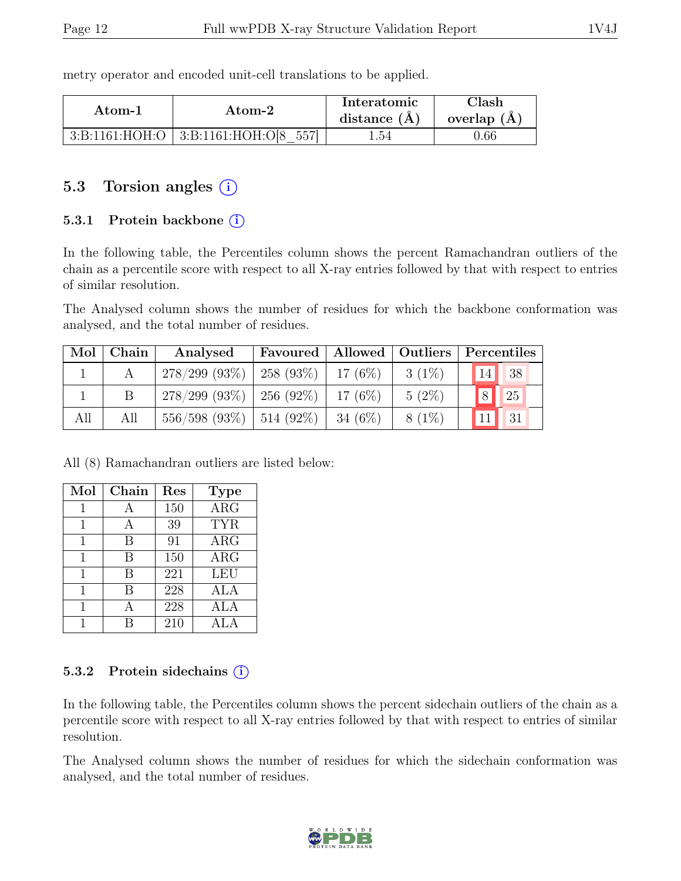metry operator and encoded unit-cell translations to be applied.

| Atom-1 | Atom-2 | Interatomic distance (Å) | Clash overlap (Å) |
|---|---|---|---|
| 3:B:1161:HOH:O | 3:B:1161:HOH:O[8_557] | 1.54 | 0.66 |

## 5.3 Torsion angles

### 5.3.1 Protein backbone

In the following table, the Percentiles column shows the percent Ramachandran outliers of the chain as a percentile score with respect to all X-ray entries followed by that with respect to entries of similar resolution.

The Analysed column shows the number of residues for which the backbone conformation was analysed, and the total number of residues.

| Mol | Chain | Analysed | Favoured | Allowed | Outliers | Percentiles | |
|---|---|---|---|---|---|---|---|
| 1 | A | 278/299 (93%) | 258 (93%) | 17 (6%) | 3 (1%) | 14 | 38 |
| 1 | B | 278/299 (93%) | 256 (92%) | 17 (6%) | 5 (2%) | 8 | 25 |
| All | All | 556/598 (93%) | 514 (92%) | 34 (6%) | 8 (1%) | 11 | 31 |

All (8) Ramachandran outliers are listed below:

| Mol | Chain | Res | Type |
|---|---|---|---|
| 1 | A | 150 | ARG |
| 1 | A | 39 | TYR |
| 1 | B | 91 | ARG |
| 1 | B | 150 | ARG |
| 1 | B | 221 | LEU |
| 1 | B | 228 | ALA |
| 1 | A | 228 | ALA |
| 1 | B | 210 | ALA |

### 5.3.2 Protein sidechains

In the following table, the Percentiles column shows the percent sidechain outliers of the chain as a percentile score with respect to all X-ray entries followed by that with respect to entries of similar resolution.

The Analysed column shows the number of residues for which the sidechain conformation was analysed, and the total number of residues.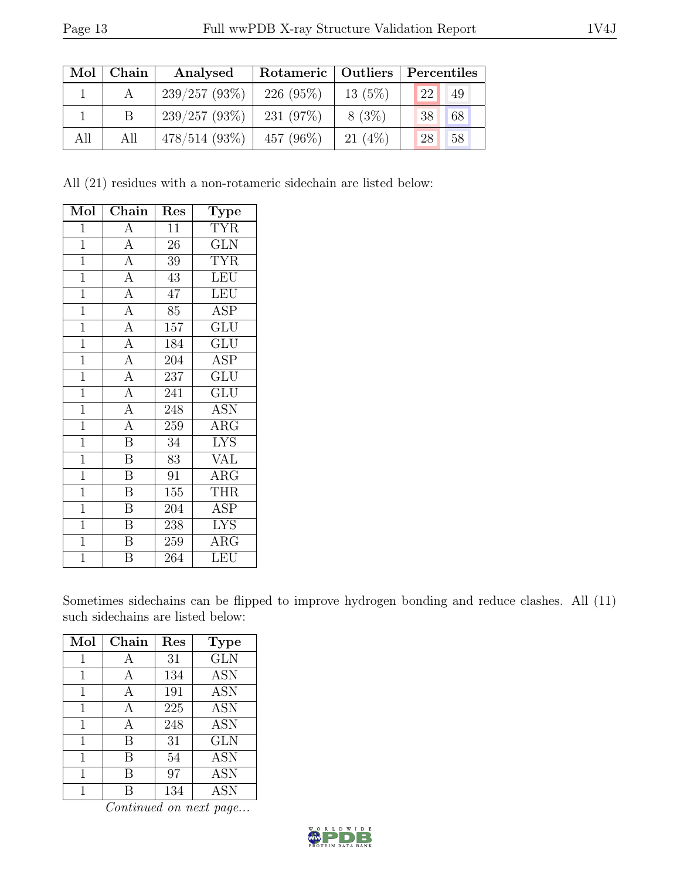| Mol | Chain | Analysed | Rotameric | Outliers | Percentiles | |
|---|---|---|---|---|---|---|
| 1 | A | 239/257 (93%) | 226 (95%) | 13 (5%) | 22 | 49 |
| 1 | B | 239/257 (93%) | 231 (97%) | 8 (3%) | 38 | 68 |
| All | All | 478/514 (93%) | 457 (96%) | 21 (4%) | 28 | 58 |

All (21) residues with a non-rotameric sidechain are listed below:

| Mol | Chain | Res | Type |
|---|---|---|---|
| 1 | A | 11 | TYR |
| 1 | A | 26 | GLN |
| 1 | A | 39 | TYR |
| 1 | A | 43 | LEU |
| 1 | A | 47 | LEU |
| 1 | A | 85 | ASP |
| 1 | A | 157 | GLU |
| 1 | A | 184 | GLU |
| 1 | A | 204 | ASP |
| 1 | A | 237 | GLU |
| 1 | A | 241 | GLU |
| 1 | A | 248 | ASN |
| 1 | A | 259 | ARG |
| 1 | B | 34 | LYS |
| 1 | B | 83 | VAL |
| 1 | B | 91 | ARG |
| 1 | B | 155 | THR |
| 1 | B | 204 | ASP |
| 1 | B | 238 | LYS |
| 1 | B | 259 | ARG |
| 1 | B | 264 | LEU |

Sometimes sidechains can be flipped to improve hydrogen bonding and reduce clashes. All (11) such sidechains are listed below:

| Mol | Chain | Res | Type |
|---|---|---|---|
| 1 | A | 31 | GLN |
| 1 | A | 134 | ASN |
| 1 | A | 191 | ASN |
| 1 | A | 225 | ASN |
| 1 | A | 248 | ASN |
| 1 | B | 31 | GLN |
| 1 | B | 54 | ASN |
| 1 | B | 97 | ASN |
| 1 | B | 134 | ASN |

*Continued on next page...*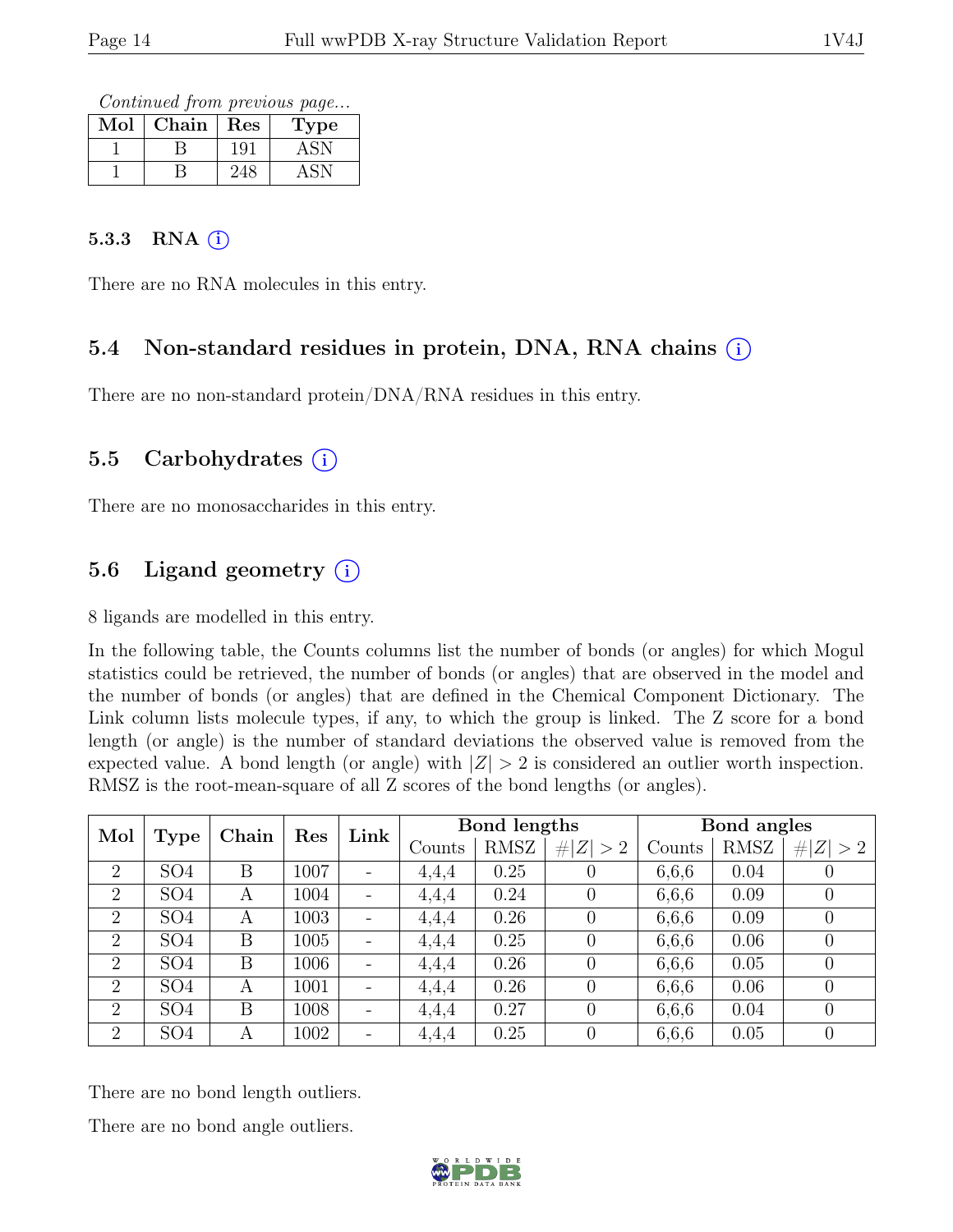*Continued from previous page...*

| Mol | Chain | Res | Type |
|---|---|---|---|
| 1 | B | 191 | ASN |
| 1 | B | 248 | ASN |

### 5.3.3 RNA (i)

There are no RNA molecules in this entry.

## 5.4 Non-standard residues in protein, DNA, RNA chains (i)

There are no non-standard protein/DNA/RNA residues in this entry.

## 5.5 Carbohydrates (i)

There are no monosaccharides in this entry.

## 5.6 Ligand geometry (i)

8 ligands are modelled in this entry.

In the following table, the Counts columns list the number of bonds (or angles) for which Mogul statistics could be retrieved, the number of bonds (or angles) that are observed in the model and the number of bonds (or angles) that are defined in the Chemical Component Dictionary. The Link column lists molecule types, if any, to which the group is linked. The Z score for a bond length (or angle) is the number of standard deviations the observed value is removed from the expected value. A bond length (or angle) with $|Z| > 2$ is considered an outlier worth inspection. RMSZ is the root-mean-square of all Z scores of the bond lengths (or angles).

| Mol | Type | Chain | Res | Link | Bond lengths | | | Bond angles | | |
|---|---|---|---|---|---|---|---|---|---|---|
| | | | | | Counts | RMSZ | $\#\|Z\| > 2$ | Counts | RMSZ | $\#\|Z\| > 2$ |
| 2 | SO4 | B | 1007 | - | 4,4,4 | 0.25 | 0 | 6,6,6 | 0.04 | 0 |
| 2 | SO4 | A | 1004 | - | 4,4,4 | 0.24 | 0 | 6,6,6 | 0.09 | 0 |
| 2 | SO4 | A | 1003 | - | 4,4,4 | 0.26 | 0 | 6,6,6 | 0.09 | 0 |
| 2 | SO4 | B | 1005 | - | 4,4,4 | 0.25 | 0 | 6,6,6 | 0.06 | 0 |
| 2 | SO4 | B | 1006 | - | 4,4,4 | 0.26 | 0 | 6,6,6 | 0.05 | 0 |
| 2 | SO4 | A | 1001 | - | 4,4,4 | 0.26 | 0 | 6,6,6 | 0.06 | 0 |
| 2 | SO4 | B | 1008 | - | 4,4,4 | 0.27 | 0 | 6,6,6 | 0.04 | 0 |
| 2 | SO4 | A | 1002 | - | 4,4,4 | 0.25 | 0 | 6,6,6 | 0.05 | 0 |

There are no bond length outliers.

There are no bond angle outliers.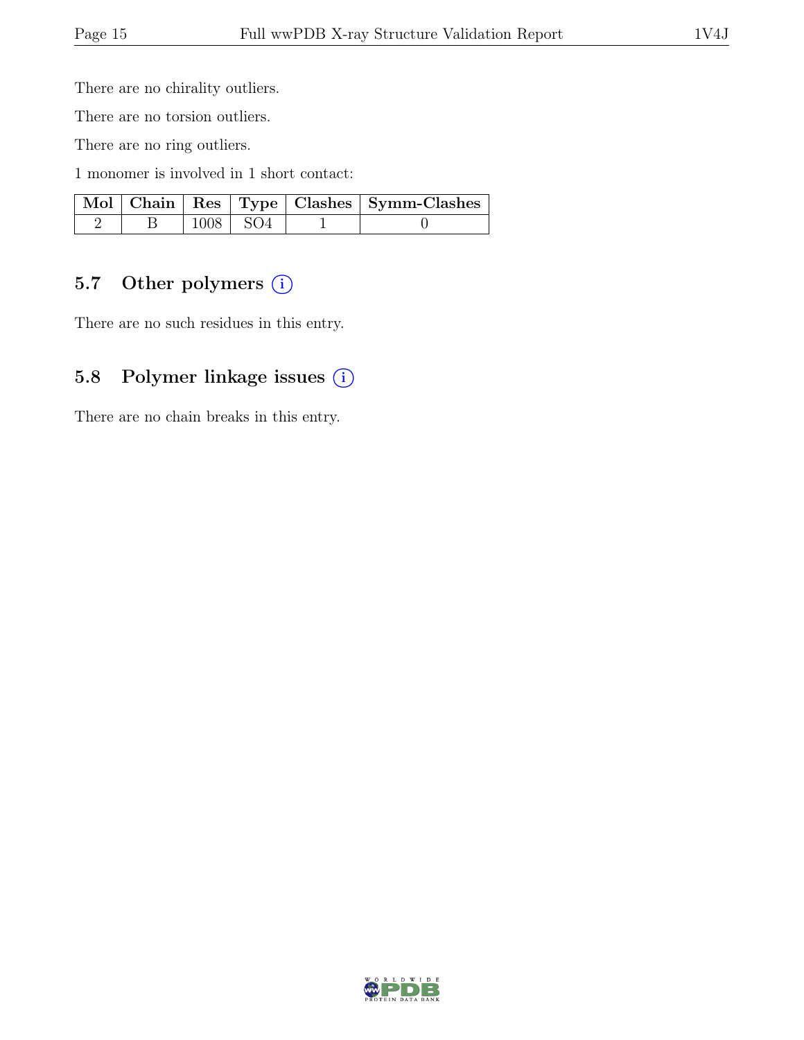There are no chirality outliers.

There are no torsion outliers.

There are no ring outliers.

1 monomer is involved in 1 short contact:

| Mol | Chain | Res | Type | Clashes | Symm-Clashes |
|---|---|---|---|---|---|
| 2 | B | 1008 | SO4 | 1 | 0 |

## 5.7 Other polymers

There are no such residues in this entry.

## 5.8 Polymer linkage issues

There are no chain breaks in this entry.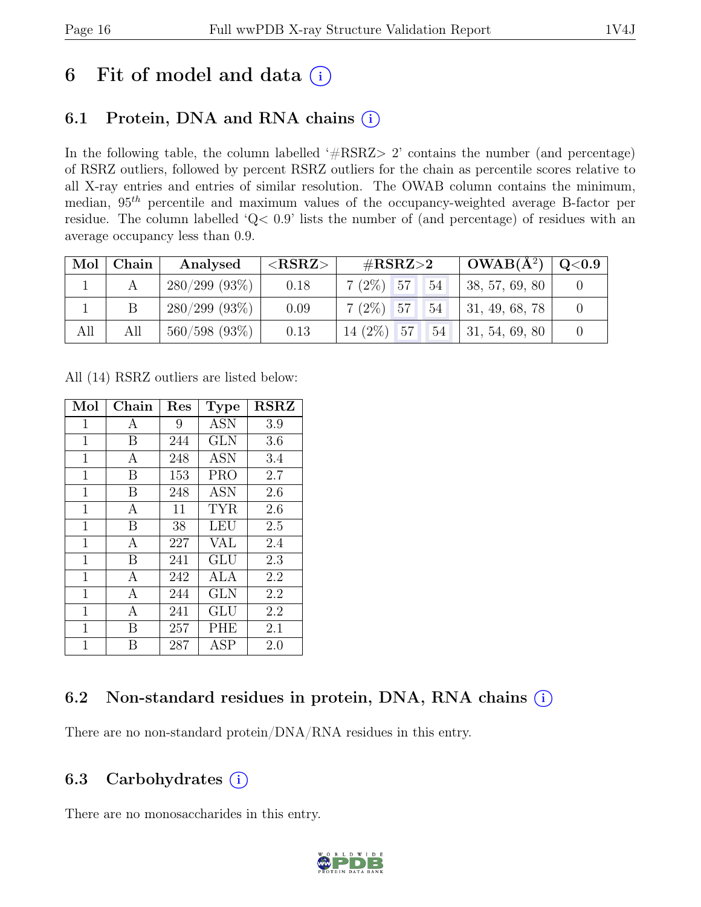# 6 Fit of model and data (i)

## 6.1 Protein, DNA and RNA chains (i)

In the following table, the column labelled '#RSRZ> 2' contains the number (and percentage) of RSRZ outliers, followed by percent RSRZ outliers for the chain as percentile scores relative to all X-ray entries and entries of similar resolution. The OWAB column contains the minimum, median, $95^{th}$ percentile and maximum values of the occupancy-weighted average B-factor per residue. The column labelled 'Q< 0.9' lists the number of (and percentage) of residues with an average occupancy less than 0.9.

| Mol | Chain | Analysed | <RSRZ> | #RSRZ>2 | | | OWAB(Å$^2$) | Q<0.9 |
|---|---|---|---|---|---|---|---|---|
| 1 | A | 280/299 (93%) | 0.18 | 7 (2%) | 57 | 54 | 38, 57, 69, 80 | 0 |
| 1 | B | 280/299 (93%) | 0.09 | 7 (2%) | 57 | 54 | 31, 49, 68, 78 | 0 |
| All | All | 560/598 (93%) | 0.13 | 14 (2%) | 57 | 54 | 31, 54, 69, 80 | 0 |

All (14) RSRZ outliers are listed below:

| Mol | Chain | Res | Type | RSRZ |
|---|---|---|---|---|
| 1 | A | 9 | ASN | 3.9 |
| 1 | B | 244 | GLN | 3.6 |
| 1 | A | 248 | ASN | 3.4 |
| 1 | B | 153 | PRO | 2.7 |
| 1 | B | 248 | ASN | 2.6 |
| 1 | A | 11 | TYR | 2.6 |
| 1 | B | 38 | LEU | 2.5 |
| 1 | A | 227 | VAL | 2.4 |
| 1 | B | 241 | GLU | 2.3 |
| 1 | A | 242 | ALA | 2.2 |
| 1 | A | 244 | GLN | 2.2 |
| 1 | A | 241 | GLU | 2.2 |
| 1 | B | 257 | PHE | 2.1 |
| 1 | B | 287 | ASP | 2.0 |

## 6.2 Non-standard residues in protein, DNA, RNA chains (i)

There are no non-standard protein/DNA/RNA residues in this entry.

## 6.3 Carbohydrates (i)

There are no monosaccharides in this entry.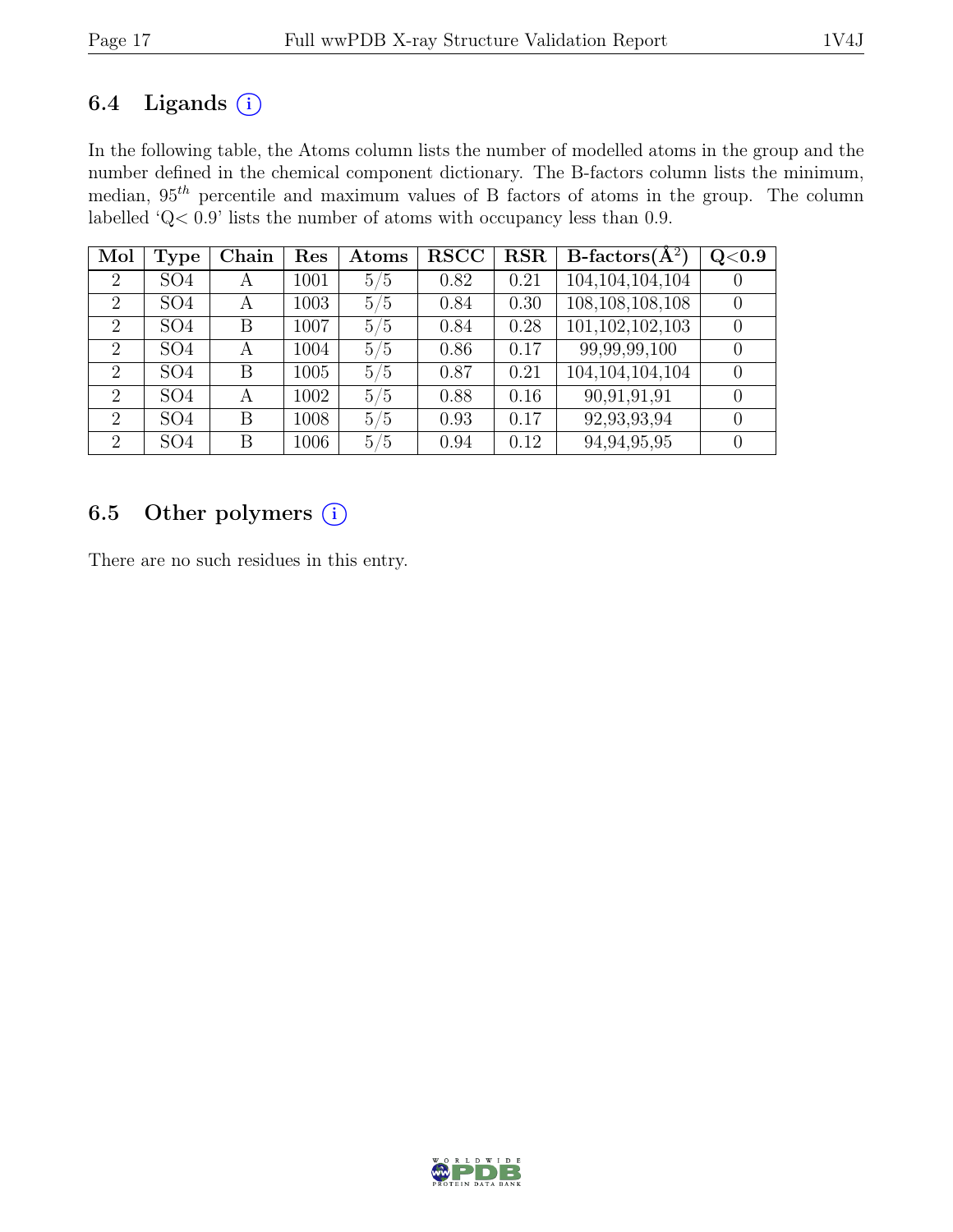## 6.4 Ligands (i)

In the following table, the Atoms column lists the number of modelled atoms in the group and the number defined in the chemical component dictionary. The B-factors column lists the minimum, median, $95^{th}$ percentile and maximum values of B factors of atoms in the group. The column labelled 'Q< 0.9' lists the number of atoms with occupancy less than 0.9.

| Mol | Type | Chain | Res | Atoms | RSCC | RSR | B-factors(Å$^2$) | Q<0.9 |
|---|---|---|---|---|---|---|---|---|
| 2 | SO4 | A | 1001 | 5/5 | 0.82 | 0.21 | 104,104,104,104 | 0 |
| 2 | SO4 | A | 1003 | 5/5 | 0.84 | 0.30 | 108,108,108,108 | 0 |
| 2 | SO4 | B | 1007 | 5/5 | 0.84 | 0.28 | 101,102,102,103 | 0 |
| 2 | SO4 | A | 1004 | 5/5 | 0.86 | 0.17 | 99,99,99,100 | 0 |
| 2 | SO4 | B | 1005 | 5/5 | 0.87 | 0.21 | 104,104,104,104 | 0 |
| 2 | SO4 | A | 1002 | 5/5 | 0.88 | 0.16 | 90,91,91,91 | 0 |
| 2 | SO4 | B | 1008 | 5/5 | 0.93 | 0.17 | 92,93,93,94 | 0 |
| 2 | SO4 | B | 1006 | 5/5 | 0.94 | 0.12 | 94,94,95,95 | 0 |

## 6.5 Other polymers (i)

There are no such residues in this entry.